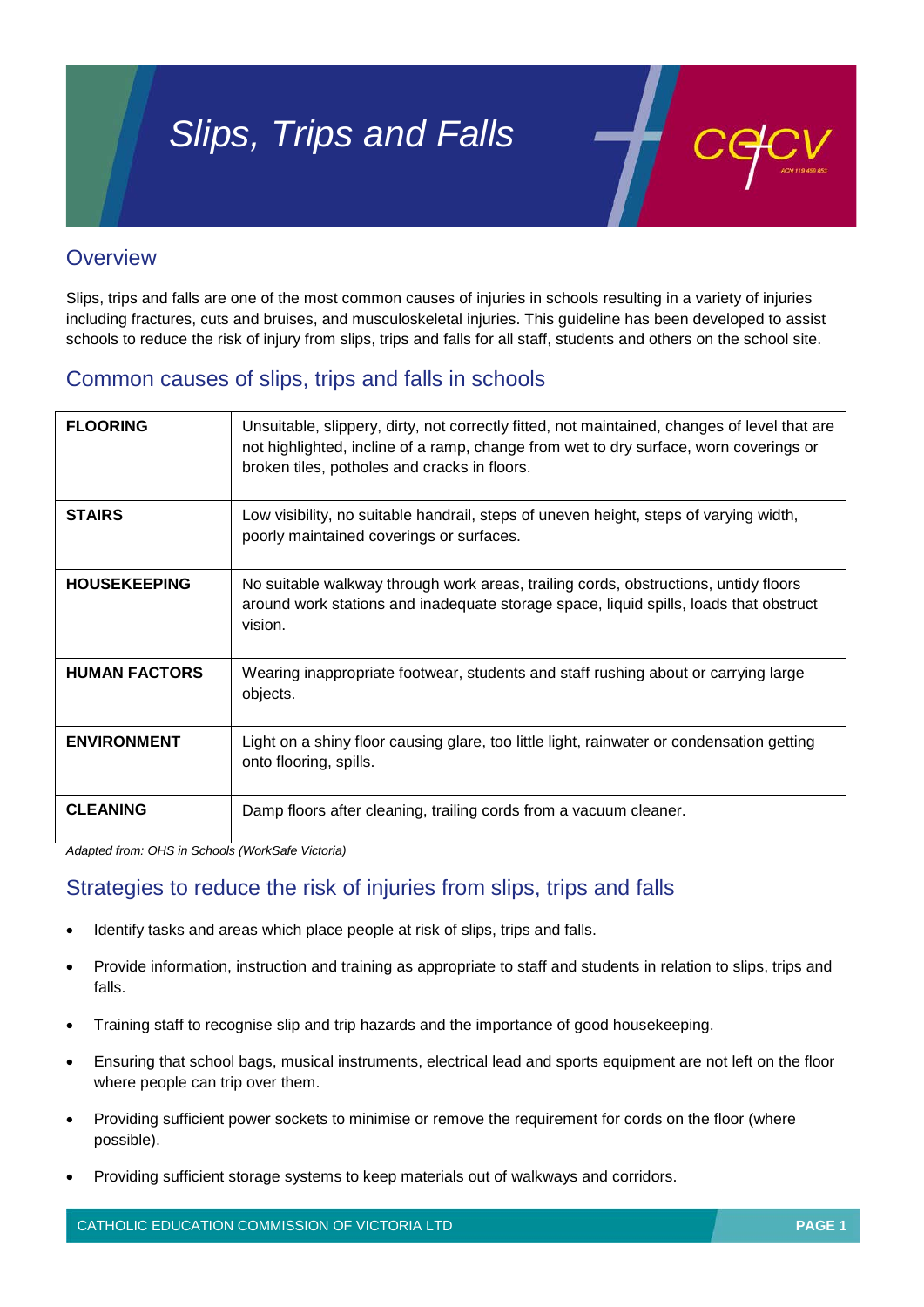# Slips, Trips and Falls

## Overview

Slips, trips and falls are one of the most common causes of injuries in schools resulting in a variety of injuries including fractures, cuts and bruises, and musculoskeletal injuries. This guideline has been developed to assist schools to reduce the risk of injury from slips, trips and falls for all staff, students and others on the school site.

## Common causes of slips, trips and falls in schools

| | |
|---|---|
| **FLOORING** | Unsuitable, slippery, dirty, not correctly fitted, not maintained, changes of level that are not highlighted, incline of a ramp, change from wet to dry surface, worn coverings or broken tiles, potholes and cracks in floors. |
| **STAIRS** | Low visibility, no suitable handrail, steps of uneven height, steps of varying width, poorly maintained coverings or surfaces. |
| **HOUSEKEEPING** | No suitable walkway through work areas, trailing cords, obstructions, untidy floors around work stations and inadequate storage space, liquid spills, loads that obstruct vision. |
| **HUMAN FACTORS** | Wearing inappropriate footwear, students and staff rushing about or carrying large objects. |
| **ENVIRONMENT** | Light on a shiny floor causing glare, too little light, rainwater or condensation getting onto flooring, spills. |
| **CLEANING** | Damp floors after cleaning, trailing cords from a vacuum cleaner. |

*Adapted from: OHS in Schools (WorkSafe Victoria)*

## Strategies to reduce the risk of injuries from slips, trips and falls

- Identify tasks and areas which place people at risk of slips, trips and falls.
- Provide information, instruction and training as appropriate to staff and students in relation to slips, trips and falls.
- Training staff to recognise slip and trip hazards and the importance of good housekeeping.
- Ensuring that school bags, musical instruments, electrical lead and sports equipment are not left on the floor where people can trip over them.
- Providing sufficient power sockets to minimise or remove the requirement for cords on the floor (where possible).
- Providing sufficient storage systems to keep materials out of walkways and corridors.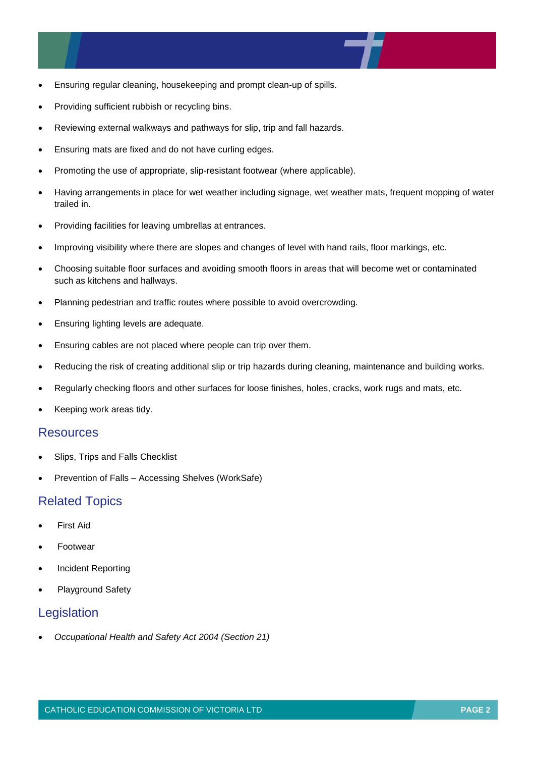- Ensuring regular cleaning, housekeeping and prompt clean-up of spills.
- Providing sufficient rubbish or recycling bins.
- Reviewing external walkways and pathways for slip, trip and fall hazards.
- Ensuring mats are fixed and do not have curling edges.
- Promoting the use of appropriate, slip-resistant footwear (where applicable).
- Having arrangements in place for wet weather including signage, wet weather mats, frequent mopping of water trailed in.
- Providing facilities for leaving umbrellas at entrances.
- Improving visibility where there are slopes and changes of level with hand rails, floor markings, etc.
- Choosing suitable floor surfaces and avoiding smooth floors in areas that will become wet or contaminated such as kitchens and hallways.
- Planning pedestrian and traffic routes where possible to avoid overcrowding.
- Ensuring lighting levels are adequate.
- Ensuring cables are not placed where people can trip over them.
- Reducing the risk of creating additional slip or trip hazards during cleaning, maintenance and building works.
- Regularly checking floors and other surfaces for loose finishes, holes, cracks, work rugs and mats, etc.
- Keeping work areas tidy.

## Resources

- Slips, Trips and Falls Checklist
- Prevention of Falls – Accessing Shelves (WorkSafe)

## Related Topics

- First Aid
- Footwear
- Incident Reporting
- Playground Safety

## Legislation

- *Occupational Health and Safety Act 2004 (Section 21)*